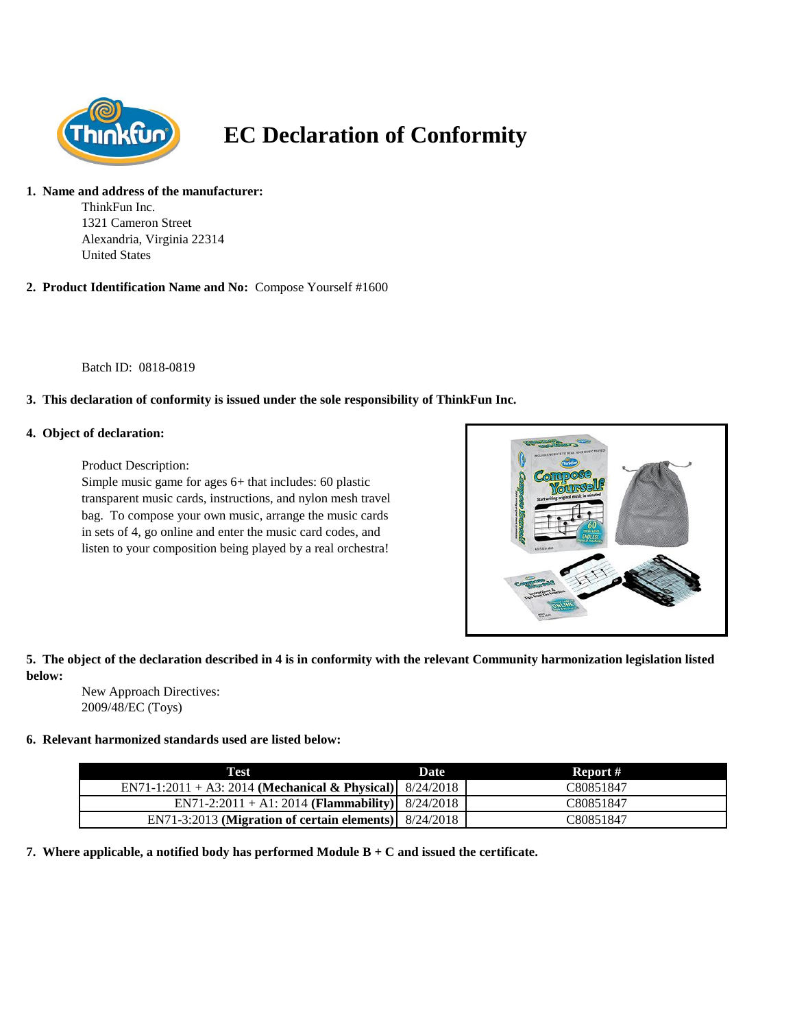# EC Declaration of Conformity

**1. Name and address of the manufacturer:**

ThinkFun Inc.
1321 Cameron Street
Alexandria, Virginia 22314
United States

**2. Product Identification Name and No:** Compose Yourself #1600

Batch ID: 0818-0819

**3. This declaration of conformity is issued under the sole responsibility of ThinkFun Inc.**

**4. Object of declaration:**

Product Description:
Simple music game for ages 6+ that includes: 60 plastic transparent music cards, instructions, and nylon mesh travel bag. To compose your own music, arrange the music cards in sets of 4, go online and enter the music card codes, and listen to your composition being played by a real orchestra!

**5. The object of the declaration described in 4 is in conformity with the relevant Community harmonization legislation listed below:**

New Approach Directives:
2009/48/EC (Toys)

**6. Relevant harmonized standards used are listed below:**

| Test | Date | Report # |
|---|---|---|
| EN71-1:2011 + A3: 2014 **(Mechanical & Physical)** | 8/24/2018 | C80851847 |
| EN71-2:2011 + A1: 2014 **(Flammability)** | 8/24/2018 | C80851847 |
| EN71-3:2013 **(Migration of certain elements)** | 8/24/2018 | C80851847 |

**7. Where applicable, a notified body has performed Module B + C and issued the certificate.**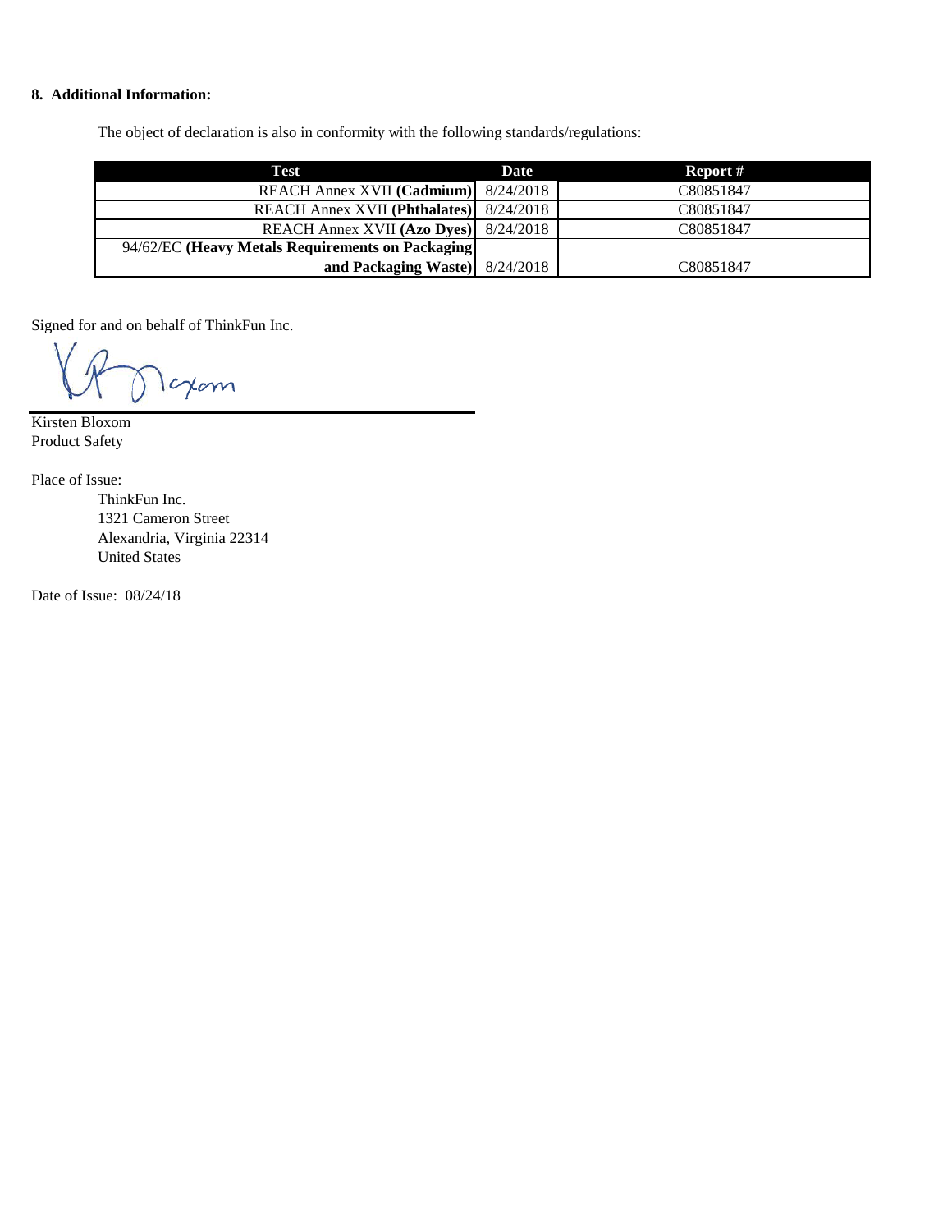**8. Additional Information:**

The object of declaration is also in conformity with the following standards/regulations:

| Test | Date | Report # |
|---|---|---|
| REACH Annex XVII **(Cadmium)** | 8/24/2018 | C80851847 |
| REACH Annex XVII **(Phthalates)** | 8/24/2018 | C80851847 |
| REACH Annex XVII **(Azo Dyes)** | 8/24/2018 | C80851847 |
| 94/62/EC **(Heavy Metals Requirements on Packaging and Packaging Waste)** | 8/24/2018 | C80851847 |

Signed for and on behalf of ThinkFun Inc.

Kirsten Bloxom
Product Safety

Place of Issue:

ThinkFun Inc.
1321 Cameron Street
Alexandria, Virginia 22314
United States

Date of Issue: 08/24/18